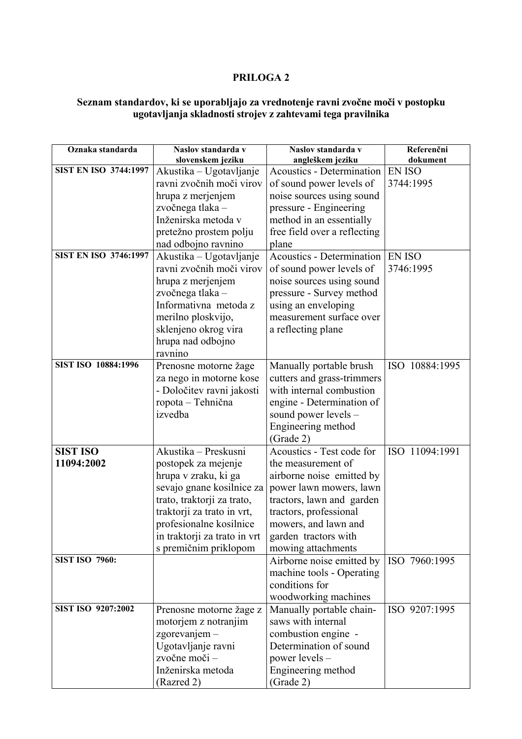**PRILOGA 2**

**Seznam standardov, ki se uporabljajo za vrednotenje ravni zvočne moči v postopku ugotavljanja skladnosti strojev z zahtevami tega pravilnika**

| Oznaka standarda | Naslov standarda v slovenskem jeziku | Naslov standarda v angleškem jeziku | Referenčni dokument |
|---|---|---|---|
| **SIST EN ISO 3744:1997** | Akustika – Ugotavljanje ravni zvočnih moči virov hrupa z merjenjem zvočnega tlaka – Inženirska metoda v pretežno prostem polju nad odbojno ravnino | Acoustics - Determination of sound power levels of noise sources using sound pressure - Engineering method in an essentially free field over a reflecting plane | EN ISO 3744:1995 |
| **SIST EN ISO 3746:1997** | Akustika – Ugotavljanje ravni zvočnih moči virov hrupa z merjenjem zvočnega tlaka – Informativna metoda z merilno ploskvijo, sklenjeno okrog vira hrupa nad odbojno ravnino | Acoustics - Determination of sound power levels of noise sources using sound pressure - Survey method using an enveloping measurement surface over a reflecting plane | EN ISO 3746:1995 |
| **SIST ISO 10884:1996** | Prenosne motorne žage za nego in motorne kose - Določitev ravni jakosti ropota – Tehnična izvedba | Manually portable brush cutters and grass-trimmers with internal combustion engine - Determination of sound power levels – Engineering method (Grade 2) | ISO 10884:1995 |
| **SIST ISO 11094:2002** | Akustika – Preskusni postopek za mejenje hrupa v zraku, ki ga sevajo gnane kosilnice za trato, traktorji za trato, traktorji za trato in vrt, profesionalne kosilnice in traktorji za trato in vrt s premičnim priklopom | Acoustics - Test code for the measurement of airborne noise emitted by power lawn mowers, lawn tractors, lawn and garden tractors, professional mowers, and lawn and garden tractors with mowing attachments | ISO 11094:1991 |
| **SIST ISO 7960:** | | Airborne noise emitted by machine tools - Operating conditions for woodworking machines | ISO 7960:1995 |
| **SIST ISO 9207:2002** | Prenosne motorne žage z motorjem z notranjim zgorevanjem – Ugotavljanje ravni zvočne moči – Inženirska metoda (Razred 2) | Manually portable chain-saws with internal combustion engine - Determination of sound power levels – Engineering method (Grade 2) | ISO 9207:1995 |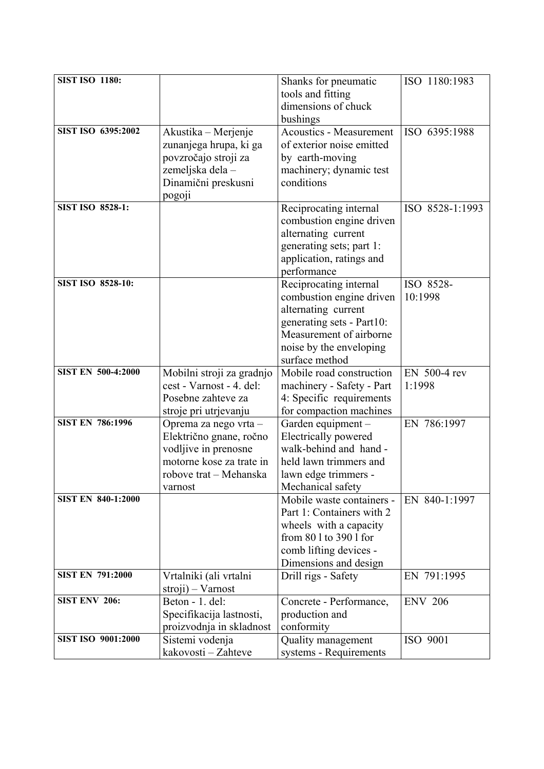| | | | |
|---|---|---|---|
| **SIST ISO 1180:** | | Shanks for pneumatic tools and fitting dimensions of chuck bushings | ISO 1180:1983 |
| **SIST ISO 6395:2002** | Akustika – Merjenje zunanjega hrupa, ki ga povzročajo stroji za zemeljska dela – Dinamični preskusni pogoji | Acoustics - Measurement of exterior noise emitted by earth-moving machinery; dynamic test conditions | ISO 6395:1988 |
| **SIST ISO 8528-1:** | | Reciprocating internal combustion engine driven alternating current generating sets; part 1: application, ratings and performance | ISO 8528-1:1993 |
| **SIST ISO 8528-10:** | | Reciprocating internal combustion engine driven alternating current generating sets - Part10: Measurement of airborne noise by the enveloping surface method | ISO 8528-10:1998 |
| **SIST EN 500-4:2000** | Mobilni stroji za gradnjo cest - Varnost - 4. del: Posebne zahteve za stroje pri utrjevanju | Mobile road construction machinery - Safety - Part 4: Specific requirements for compaction machines | EN 500-4 rev 1:1998 |
| **SIST EN 786:1996** | Oprema za nego vrta – Električno gnane, ročno vodljive in prenosne motorne kose za trate in robove trat – Mehanska varnost | Garden equipment – Electrically powered walk-behind and hand - held lawn trimmers and lawn edge trimmers - Mechanical safety | EN 786:1997 |
| **SIST EN 840-1:2000** | | Mobile waste containers - Part 1: Containers with 2 wheels with a capacity from 80 l to 390 l for comb lifting devices - Dimensions and design | EN 840-1:1997 |
| **SIST EN 791:2000** | Vrtalniki (ali vrtalni stroji) – Varnost | Drill rigs - Safety | EN 791:1995 |
| **SIST ENV 206:** | Beton - 1. del: Specifikacija lastnosti, proizvodnja in skladnost | Concrete - Performance, production and conformity | ENV 206 |
| **SIST ISO 9001:2000** | Sistemi vodenja kakovosti – Zahteve | Quality management systems - Requirements | ISO 9001 |